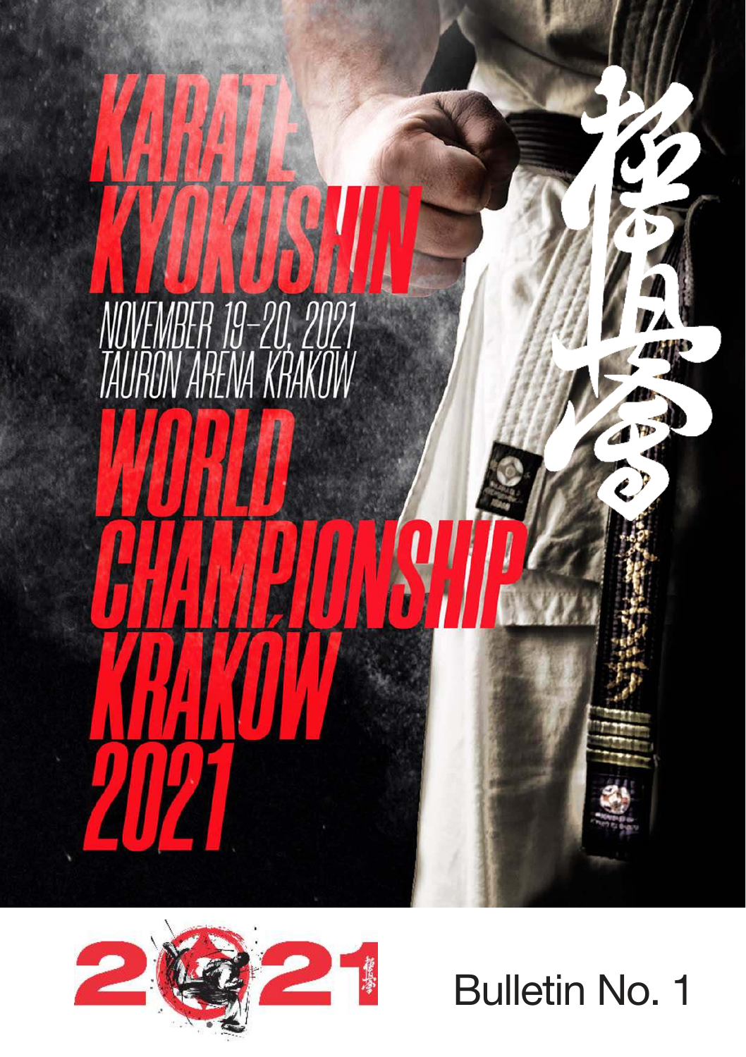# KARATE KYOKUSHIN

NOVEMBER 19–20, 2021
TAURON ARENA KRAKOW

# WORLD CHAMPIONSHIP KRAKÓW 2021

極真

Bulletin No. 1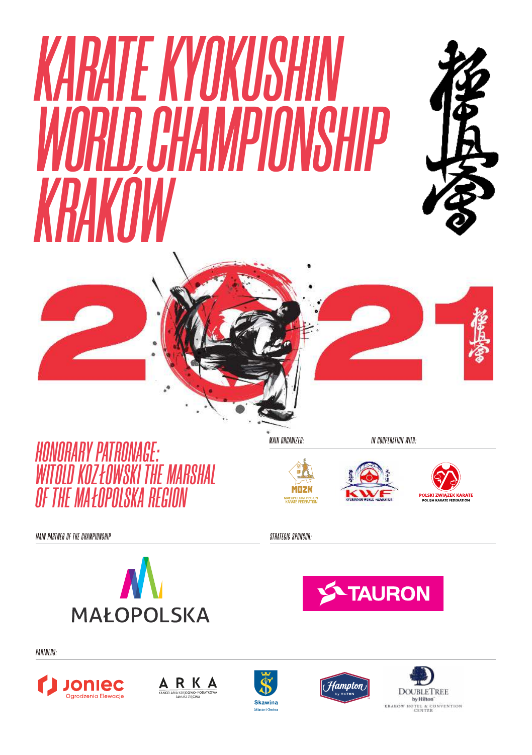# KARATE KYOKUSHIN WORLD CHAMPIONSHIP KRAKÓW

# 2021

## HONORARY PATRONAGE: WITOLD KOZŁOWSKI THE MARSHAL OF THE MAŁOPOLSKA REGION

*MAIN ORGANIZER:*

MOZK – MAŁOPOLSKA REGION KARATE FEDERATION

*IN COOPERATION WITH:*

KWF – KYOKUSHIN WORLD FEDERATION

POLSKI ZWIĄZEK KARATE – POLISH KARATE FEDERATION

*MAIN PARTNER OF THE CHAMPIONSHIP*

MAŁOPOLSKA

*STRATEGIC SPONSOR:*

TAURON

*PARTNERS:*

Joniec – Ogrodzenia Elewacje

ARKA – Kancelaria Księgowo-Podatkowa Janusz Zięcina

Skawina – Miasto i Gmina

Hampton by Hilton

DoubleTree by Hilton – Krakow Hotel & Convention Center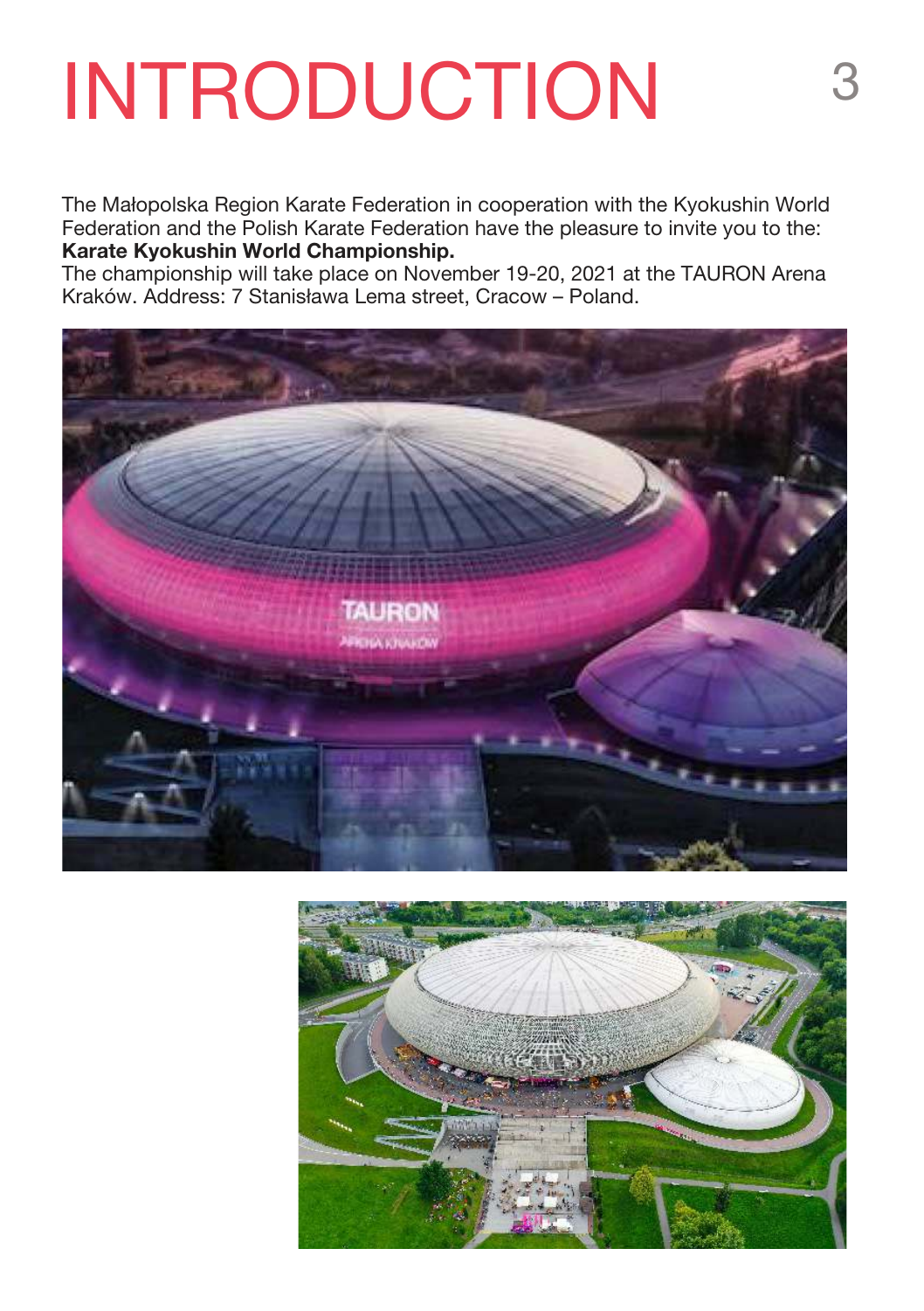# INTRODUCTION

The Małopolska Region Karate Federation in cooperation with the Kyokushin World Federation and the Polish Karate Federation have the pleasure to invite you to the:
**Karate Kyokushin World Championship.**
The championship will take place on November 19-20, 2021 at the TAURON Arena Kraków. Address: 7 Stanisława Lema street, Cracow – Poland.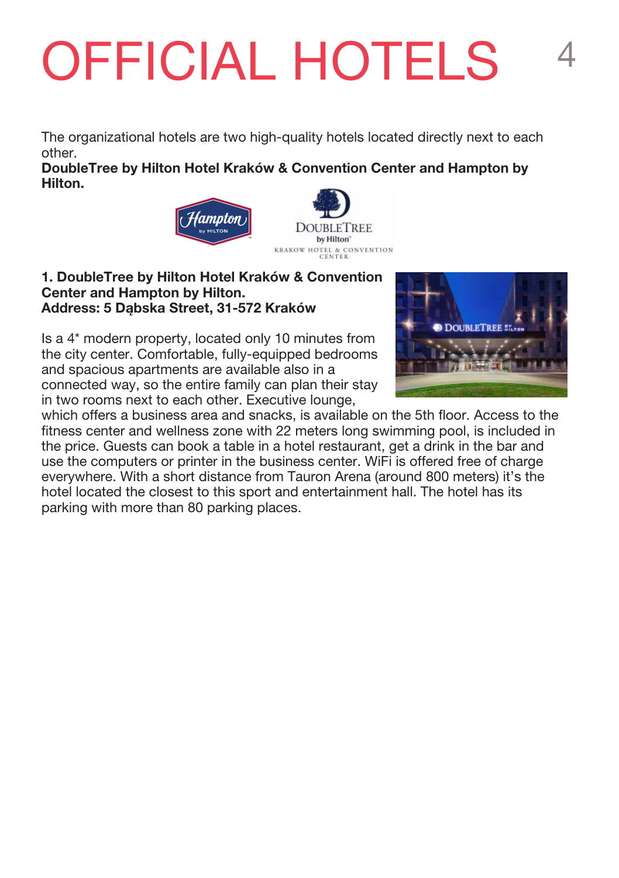# OFFICIAL HOTELS

The organizational hotels are two high-quality hotels located directly next to each other.
**DoubleTree by Hilton Hotel Kraków & Convention Center and Hampton by Hilton.**

**1. DoubleTree by Hilton Hotel Kraków & Convention Center and Hampton by Hilton.**
**Address: 5 Dąbska Street, 31-572 Kraków**

Is a 4* modern property, located only 10 minutes from the city center. Comfortable, fully-equipped bedrooms and spacious apartments are available also in a connected way, so the entire family can plan their stay in two rooms next to each other. Executive lounge, which offers a business area and snacks, is available on the 5th floor. Access to the fitness center and wellness zone with 22 meters long swimming pool, is included in the price. Guests can book a table in a hotel restaurant, get a drink in the bar and use the computers or printer in the business center. WiFi is offered free of charge everywhere. With a short distance from Tauron Arena (around 800 meters) it's the hotel located the closest to this sport and entertainment hall. The hotel has its parking with more than 80 parking places.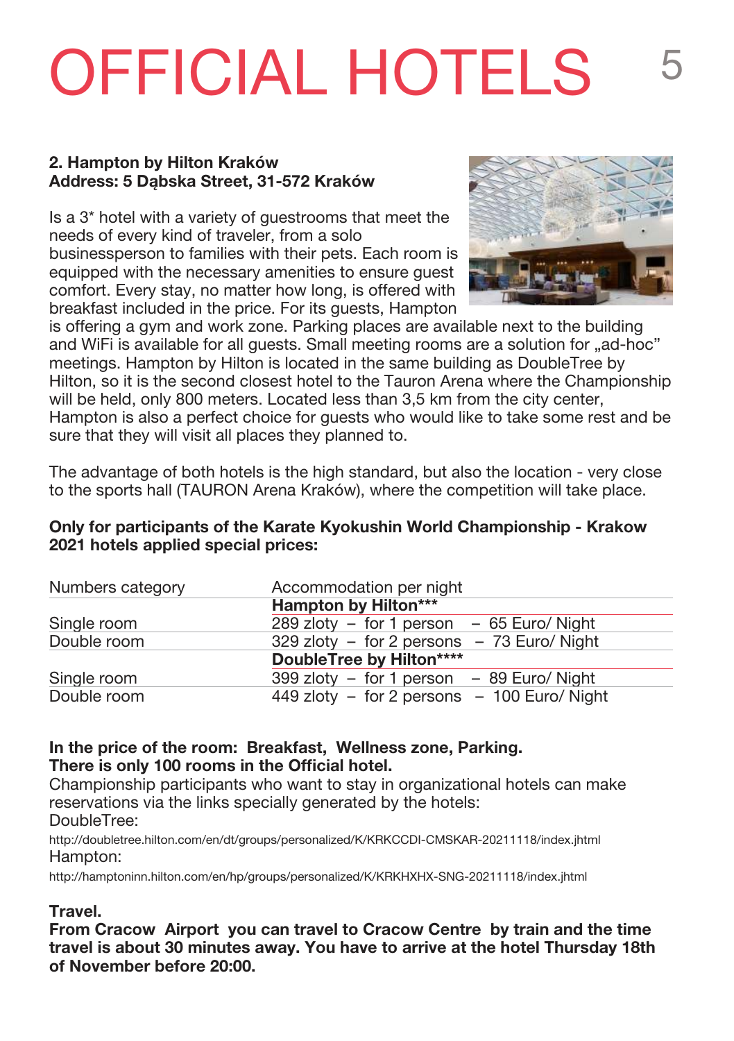# OFFICIAL HOTELS

**2. Hampton by Hilton Kraków**
**Address: 5 Dąbska Street, 31-572 Kraków**

Is a 3* hotel with a variety of guestrooms that meet the needs of every kind of traveler, from a solo businessperson to families with their pets. Each room is equipped with the necessary amenities to ensure guest comfort. Every stay, no matter how long, is offered with breakfast included in the price. For its guests, Hampton is offering a gym and work zone. Parking places are available next to the building and WiFi is available for all guests. Small meeting rooms are a solution for „ad-hoc" meetings. Hampton by Hilton is located in the same building as DoubleTree by Hilton, so it is the second closest hotel to the Tauron Arena where the Championship will be held, only 800 meters. Located less than 3,5 km from the city center, Hampton is also a perfect choice for guests who would like to take some rest and be sure that they will visit all places they planned to.

The advantage of both hotels is the high standard, but also the location - very close to the sports hall (TAURON Arena Kraków), where the competition will take place.

**Only for participants of the Karate Kyokushin World Championship - Krakow 2021 hotels applied special prices:**

| Numbers category | Accommodation per night |
|---|---|
| | **Hampton by Hilton*** ** |
| Single room | 289 zloty – for 1 person – 65 Euro/ Night |
| Double room | 329 zloty – for 2 persons – 73 Euro/ Night |
| | **DoubleTree by Hilton**** ** |
| Single room | 399 zloty – for 1 person – 89 Euro/ Night |
| Double room | 449 zloty – for 2 persons – 100 Euro/ Night |

**In the price of the room: Breakfast, Wellness zone, Parking.**
**There is only 100 rooms in the Official hotel.**
Championship participants who want to stay in organizational hotels can make reservations via the links specially generated by the hotels:
DoubleTree:
http://doubletree.hilton.com/en/dt/groups/personalized/K/KRKCCDI-CMSKAR-20211118/index.jhtml
Hampton:
http://hamptoninn.hilton.com/en/hp/groups/personalized/K/KRKHXHX-SNG-20211118/index.jhtml

**Travel.**
**From Cracow Airport you can travel to Cracow Centre by train and the time travel is about 30 minutes away. You have to arrive at the hotel Thursday 18th of November before 20:00.**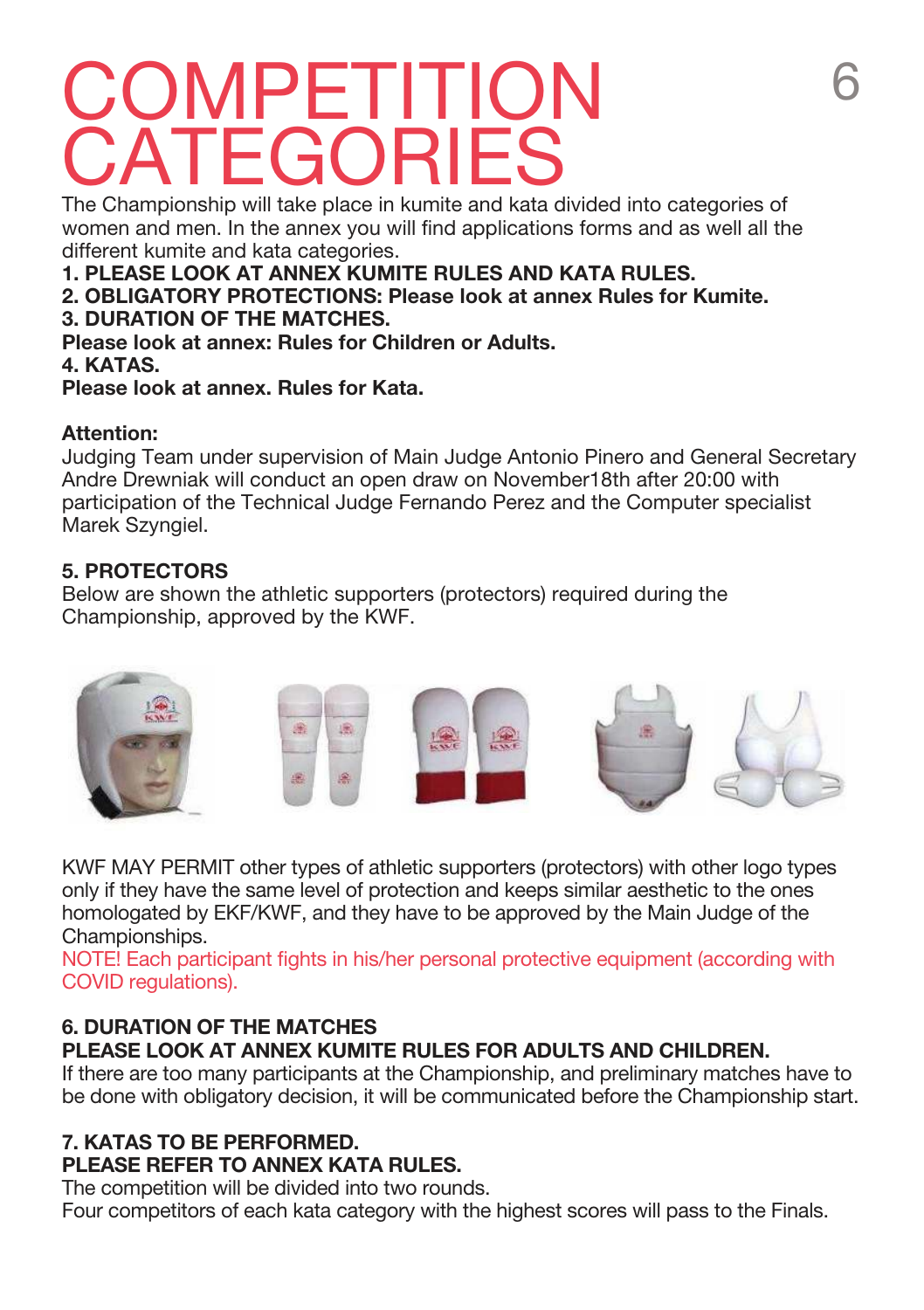# COMPETITION CATEGORIES

The Championship will take place in kumite and kata divided into categories of women and men. In the annex you will find applications forms and as well all the different kumite and kata categories.

**1. PLEASE LOOK AT ANNEX KUMITE RULES AND KATA RULES.**

**2. OBLIGATORY PROTECTIONS: Please look at annex Rules for Kumite.**

**3. DURATION OF THE MATCHES.**

**Please look at annex: Rules for Children or Adults.**

**4. KATAS.**

**Please look at annex. Rules for Kata.**

**Attention:**

Judging Team under supervision of Main Judge Antonio Pinero and General Secretary Andre Drewniak will conduct an open draw on November18th after 20:00 with participation of the Technical Judge Fernando Perez and the Computer specialist Marek Szyngiel.

**5. PROTECTORS**

Below are shown the athletic supporters (protectors) required during the Championship, approved by the KWF.

KWF MAY PERMIT other types of athletic supporters (protectors) with other logo types only if they have the same level of protection and keeps similar aesthetic to the ones homologated by EKF/KWF, and they have to be approved by the Main Judge of the Championships.

NOTE! Each participant fights in his/her personal protective equipment (according with COVID regulations).

**6. DURATION OF THE MATCHES**

**PLEASE LOOK AT ANNEX KUMITE RULES FOR ADULTS AND CHILDREN.**

If there are too many participants at the Championship, and preliminary matches have to be done with obligatory decision, it will be communicated before the Championship start.

**7. KATAS TO BE PERFORMED.**

**PLEASE REFER TO ANNEX KATA RULES.**

The competition will be divided into two rounds.

Four competitors of each kata category with the highest scores will pass to the Finals.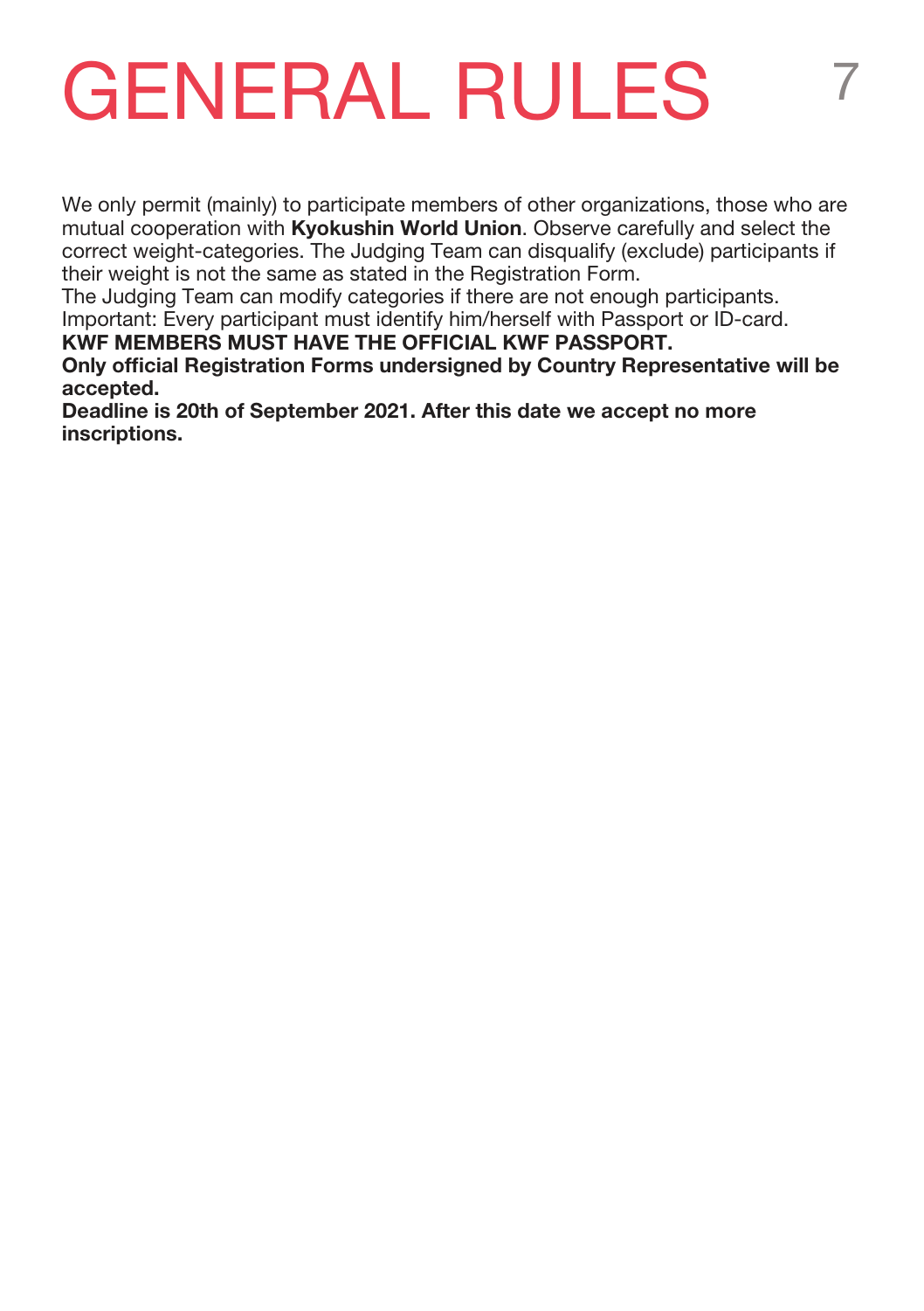# GENERAL RULES

We only permit (mainly) to participate members of other organizations, those who are mutual cooperation with **Kyokushin World Union**. Observe carefully and select the correct weight-categories. The Judging Team can disqualify (exclude) participants if their weight is not the same as stated in the Registration Form.
The Judging Team can modify categories if there are not enough participants.
Important: Every participant must identify him/herself with Passport or ID-card.
**KWF MEMBERS MUST HAVE THE OFFICIAL KWF PASSPORT.**
**Only official Registration Forms undersigned by Country Representative will be accepted.**
**Deadline is 20th of September 2021. After this date we accept no more inscriptions.**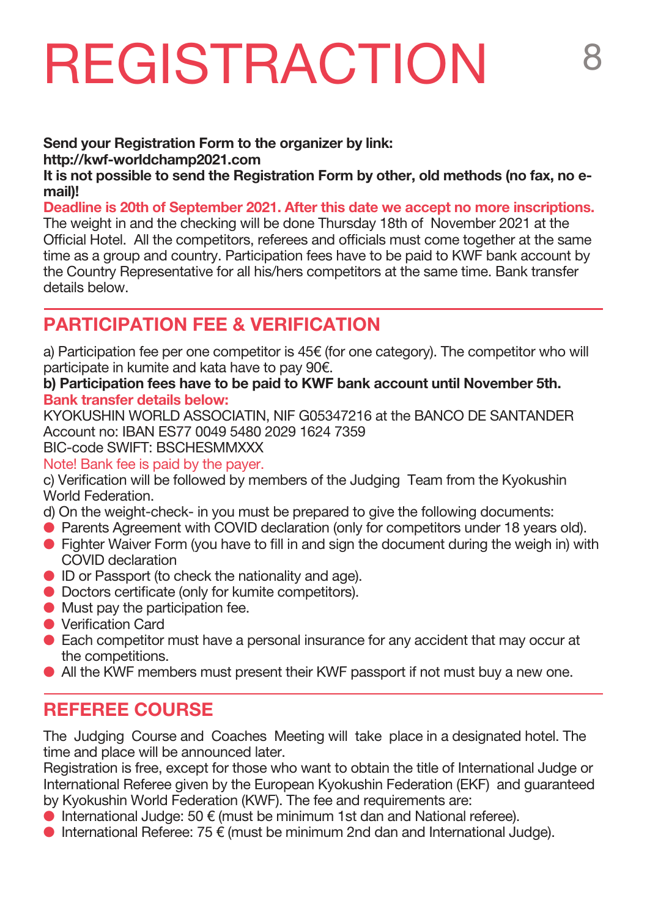# REGISTRACTION

**Send your Registration Form to the organizer by link:**
**http://kwf-worldchamp2021.com**
**It is not possible to send the Registration Form by other, old methods (no fax, no e-mail)!**
**Deadline is 20th of September 2021. After this date we accept no more inscriptions.**
The weight in and the checking will be done Thursday 18th of November 2021 at the Official Hotel. All the competitors, referees and officials must come together at the same time as a group and country. Participation fees have to be paid to KWF bank account by the Country Representative for all his/hers competitors at the same time. Bank transfer details below.

## PARTICIPATION FEE & VERIFICATION

a) Participation fee per one competitor is 45€ (for one category). The competitor who will participate in kumite and kata have to pay 90€.
**b) Participation fees have to be paid to KWF bank account until November 5th.**
**Bank transfer details below:**
KYOKUSHIN WORLD ASSOCIATIN, NIF G05347216 at the BANCO DE SANTANDER
Account no: IBAN ES77 0049 5480 2029 1624 7359
BIC-code SWIFT: BSCHESMMXXX
Note! Bank fee is paid by the payer.
c) Verification will be followed by members of the Judging Team from the Kyokushin World Federation.
d) On the weight-check- in you must be prepared to give the following documents:

- Parents Agreement with COVID declaration (only for competitors under 18 years old).
- Fighter Waiver Form (you have to fill in and sign the document during the weigh in) with COVID declaration
- ID or Passport (to check the nationality and age).
- Doctors certificate (only for kumite competitors).
- Must pay the participation fee.
- Verification Card
- Each competitor must have a personal insurance for any accident that may occur at the competitions.
- All the KWF members must present their KWF passport if not must buy a new one.

## REFEREE COURSE

The Judging Course and Coaches Meeting will take place in a designated hotel. The time and place will be announced later.
Registration is free, except for those who want to obtain the title of International Judge or International Referee given by the European Kyokushin Federation (EKF) and guaranteed by Kyokushin World Federation (KWF). The fee and requirements are:

- International Judge: 50 € (must be minimum 1st dan and National referee).
- International Referee: 75 € (must be minimum 2nd dan and International Judge).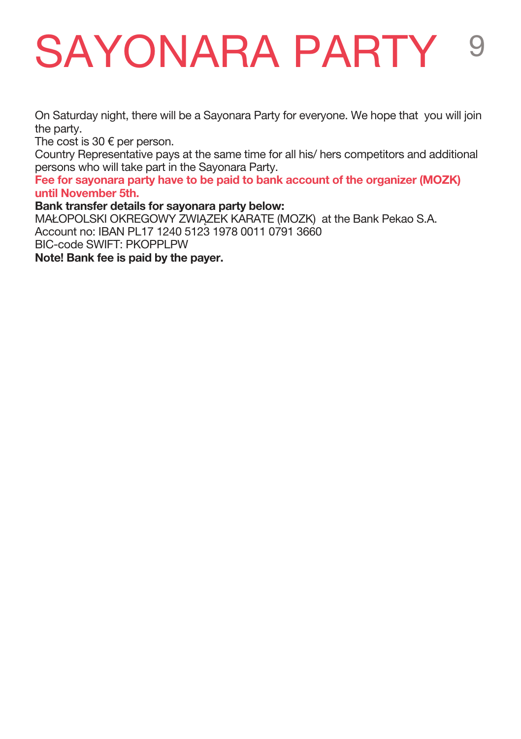# SAYONARA PARTY

On Saturday night, there will be a Sayonara Party for everyone. We hope that you will join the party.
The cost is 30 € per person.
Country Representative pays at the same time for all his/ hers competitors and additional persons who will take part in the Sayonara Party.
**Fee for sayonara party have to be paid to bank account of the organizer (MOZK) until November 5th.**
**Bank transfer details for sayonara party below:**
MAŁOPOLSKI OKREGOWY ZWIĄZEK KARATE (MOZK) at the Bank Pekao S.A.
Account no: IBAN PL17 1240 5123 1978 0011 0791 3660
BIC-code SWIFT: PKOPPLPW
**Note! Bank fee is paid by the payer.**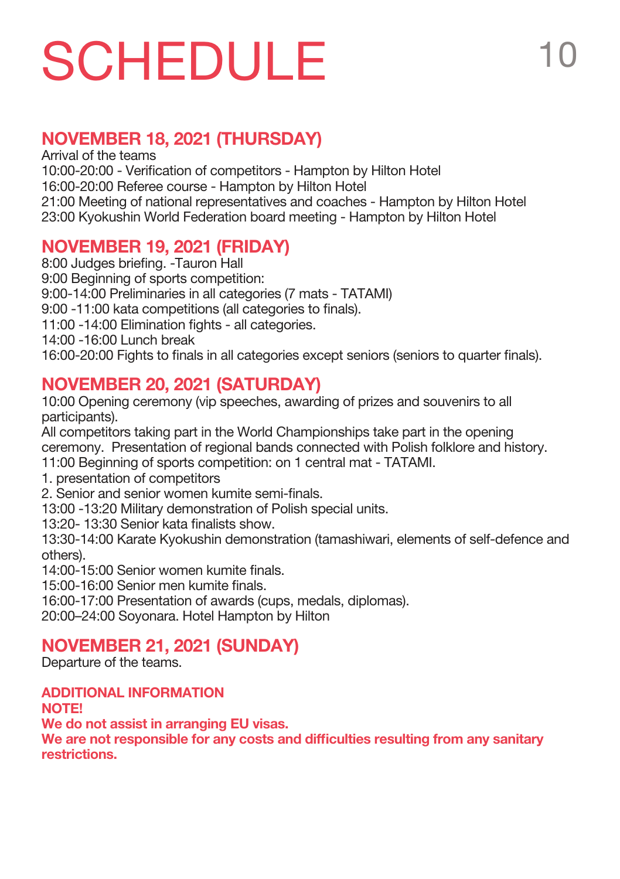# SCHEDULE

## NOVEMBER 18, 2021 (THURSDAY)

Arrival of the teams
10:00-20:00 - Verification of competitors - Hampton by Hilton Hotel
16:00-20:00 Referee course - Hampton by Hilton Hotel
21:00 Meeting of national representatives and coaches - Hampton by Hilton Hotel
23:00 Kyokushin World Federation board meeting - Hampton by Hilton Hotel

## NOVEMBER 19, 2021 (FRIDAY)

8:00 Judges briefing. -Tauron Hall
9:00 Beginning of sports competition:
9:00-14:00 Preliminaries in all categories (7 mats - TATAMI)
9:00 -11:00 kata competitions (all categories to finals).
11:00 -14:00 Elimination fights - all categories.
14:00 -16:00 Lunch break
16:00-20:00 Fights to finals in all categories except seniors (seniors to quarter finals).

## NOVEMBER 20, 2021 (SATURDAY)

10:00 Opening ceremony (vip speeches, awarding of prizes and souvenirs to all participants).
All competitors taking part in the World Championships take part in the opening ceremony. Presentation of regional bands connected with Polish folklore and history.
11:00 Beginning of sports competition: on 1 central mat - TATAMI.
1. presentation of competitors
2. Senior and senior women kumite semi-finals.
13:00 -13:20 Military demonstration of Polish special units.
13:20- 13:30 Senior kata finalists show.
13:30-14:00 Karate Kyokushin demonstration (tamashiwari, elements of self-defence and others).
14:00-15:00 Senior women kumite finals.
15:00-16:00 Senior men kumite finals.
16:00-17:00 Presentation of awards (cups, medals, diplomas).
20:00–24:00 Soyonara. Hotel Hampton by Hilton

## NOVEMBER 21, 2021 (SUNDAY)

Departure of the teams.

**ADDITIONAL INFORMATION**
**NOTE!**
**We do not assist in arranging EU visas.**
**We are not responsible for any costs and difficulties resulting from any sanitary restrictions.**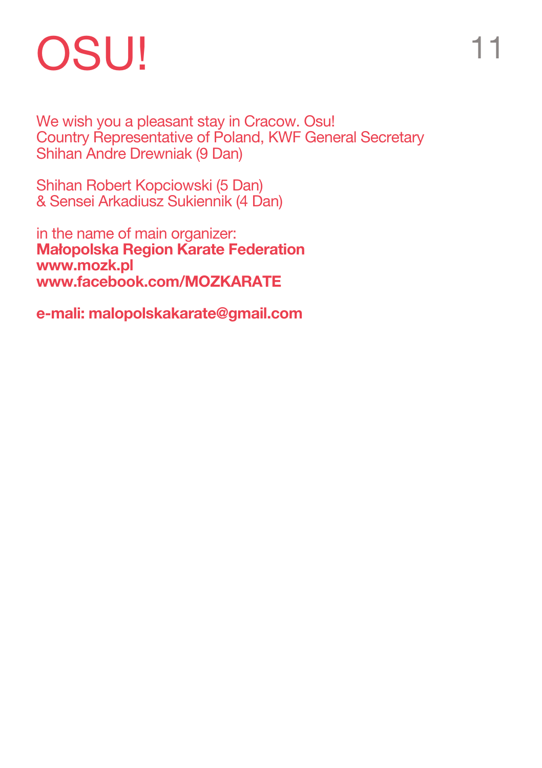# OSU!

We wish you a pleasant stay in Cracow. Osu!
Country Representative of Poland, KWF General Secretary
Shihan Andre Drewniak (9 Dan)

Shihan Robert Kopciowski (5 Dan)
& Sensei Arkadiusz Sukiennik (4 Dan)

in the name of main organizer:
**Małopolska Region Karate Federation**
**www.mozk.pl**
**www.facebook.com/MOZKARATE**

**e-mali: malopolskakarate@gmail.com**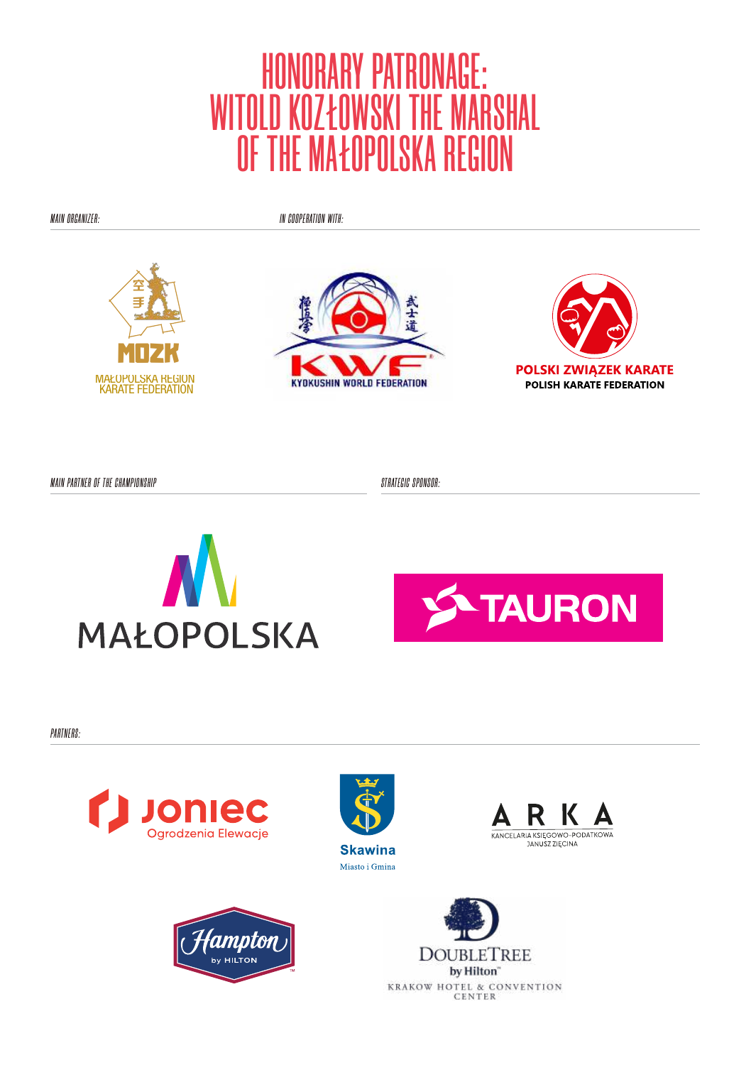# HONORARY PATRONAGE: WITOLD KOZŁOWSKI THE MARSHAL OF THE MAŁOPOLSKA REGION

*MAIN ORGANIZER:*

MOZK

MAŁOPOLSKA REGION KARATE FEDERATION

*IN COOPERATION WITH:*

KWF

KYOKUSHIN WORLD FEDERATION

POLSKI ZWIĄZEK KARATE

POLISH KARATE FEDERATION

*MAIN PARTNER OF THE CHAMPIONSHIP*

MAŁOPOLSKA

*STRATEGIC SPONSOR:*

TAURON

*PARTNERS:*

Joniec

Ogrodzenia Elewacje

Skawina

Miasto i Gmina

ARKA

KANCELARIA KSIĘGOWO-PODATKOWA

JANUSZ ZIĘCINA

Hampton by HILTON

DOUBLETREE by Hilton

KRAKOW HOTEL & CONVENTION CENTER